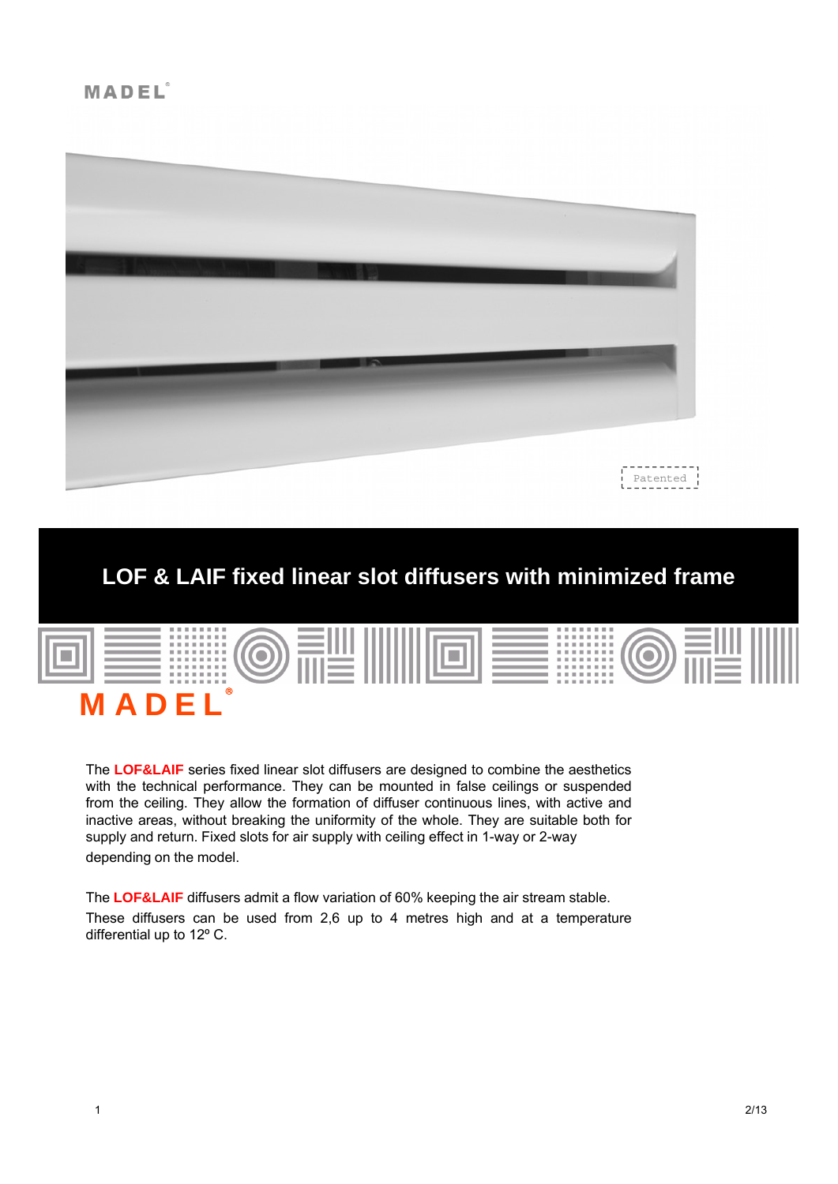MADEL

Patented

# LOF & LAIF fixed linear slot diffusers with minimized frame

MADEL

The **LOF&LAIF** series fixed linear slot diffusers are designed to combine the aesthetics with the technical performance. They can be mounted in false ceilings or suspended from the ceiling. They allow the formation of diffuser continuous lines, with active and inactive areas, without breaking the uniformity of the whole. They are suitable both for supply and return. Fixed slots for air supply with ceiling effect in 1-way or 2-way depending on the model.

The **LOF&LAIF** diffusers admit a flow variation of 60% keeping the air stream stable.

These diffusers can be used from 2,6 up to 4 metres high and at a temperature differential up to 12º C.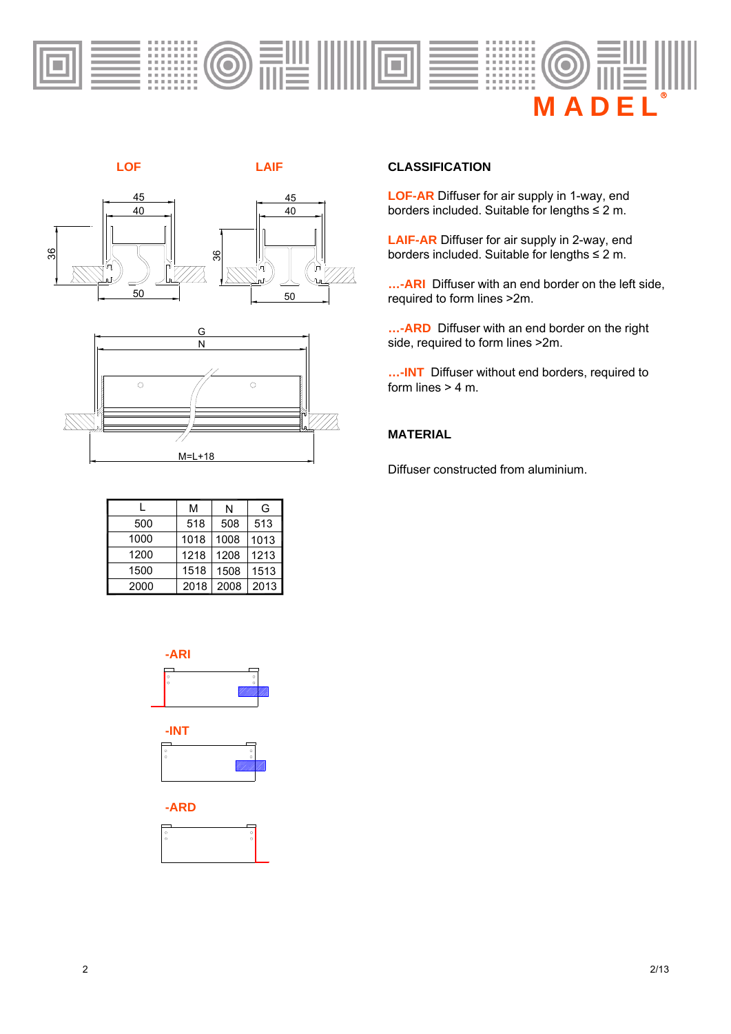LOF

LAIF

| L | M | N | G |
|---|---|---|---|
| 500 | 518 | 508 | 513 |
| 1000 | 1018 | 1008 | 1013 |
| 1200 | 1218 | 1208 | 1213 |
| 1500 | 1518 | 1508 | 1513 |
| 2000 | 2018 | 2008 | 2013 |

-ARI

-INT

-ARD

## CLASSIFICATION

**LOF-AR** Diffuser for air supply in 1-way, end borders included. Suitable for lengths ≤ 2 m.

**LAIF-AR** Diffuser for air supply in 2-way, end borders included. Suitable for lengths ≤ 2 m.

**...-ARI** Diffuser with an end border on the left side, required to form lines >2m.

**...-ARD** Diffuser with an end border on the right side, required to form lines >2m.

**...-INT** Diffuser without end borders, required to form lines > 4 m.

## MATERIAL

Diffuser constructed from aluminium.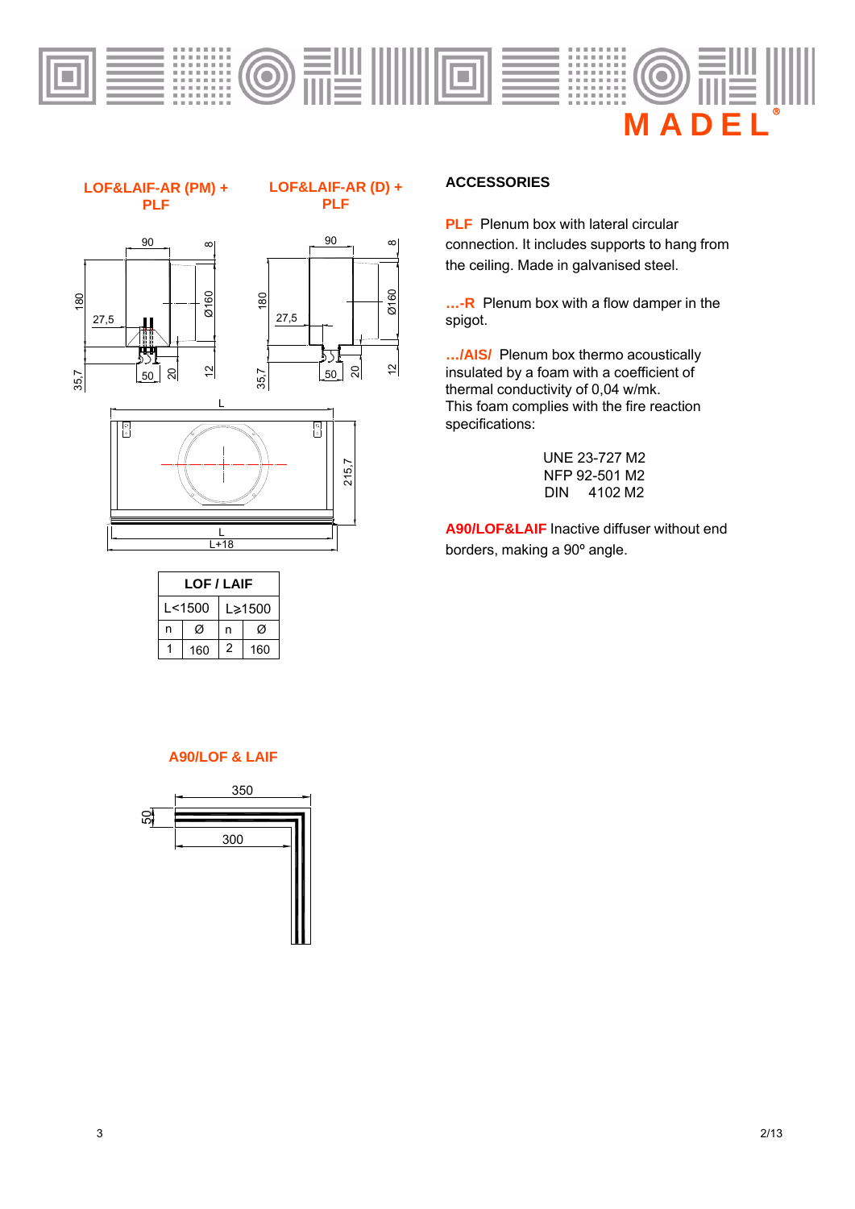### LOF&LAIF-AR (PM) + PLF

### LOF&LAIF-AR (D) + PLF

| LOF / LAIF | | | |
|---|---|---|---|
| L<1500 | | L≥1500 | |
| n | Ø | n | Ø |
| 1 | 160 | 2 | 160 |

### A90/LOF & LAIF

## ACCESSORIES

**PLF** Plenum box with lateral circular connection. It includes supports to hang from the ceiling. Made in galvanised steel.

**...-R** Plenum box with a flow damper in the spigot.

**.../AIS/** Plenum box thermo acoustically insulated by a foam with a coefficient of thermal conductivity of 0,04 w/mk.
This foam complies with the fire reaction specifications:

UNE 23-727 M2
NFP 92-501 M2
DIN 4102 M2

**A90/LOF&LAIF** Inactive diffuser without end borders, making a 90º angle.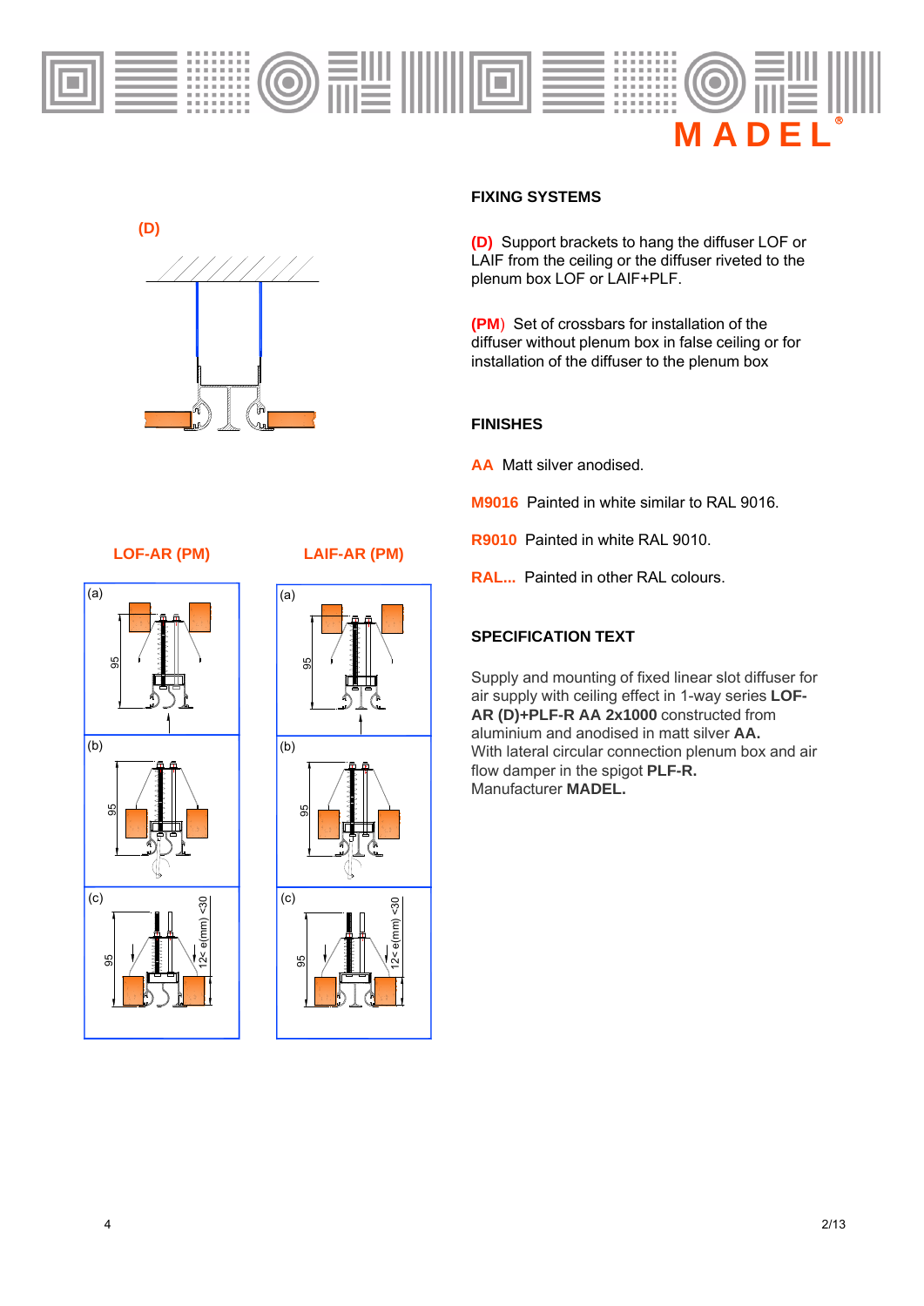(D)

LOF-AR (PM)

LAIF-AR (PM)

## FIXING SYSTEMS

**(D)** Support brackets to hang the diffuser LOF or LAIF from the ceiling or the diffuser riveted to the plenum box LOF or LAIF+PLF.

**(PM)** Set of crossbars for installation of the diffuser without plenum box in false ceiling or for installation of the diffuser to the plenum box

## FINISHES

**AA** Matt silver anodised.

**M9016** Painted in white similar to RAL 9016.

**R9010** Painted in white RAL 9010.

**RAL...** Painted in other RAL colours.

## SPECIFICATION TEXT

Supply and mounting of fixed linear slot diffuser for air supply with ceiling effect in 1-way series **LOF-AR (D)+PLF-R AA 2x1000** constructed from aluminium and anodised in matt silver **AA.**
With lateral circular connection plenum box and air flow damper in the spigot **PLF-R.**
Manufacturer **MADEL.**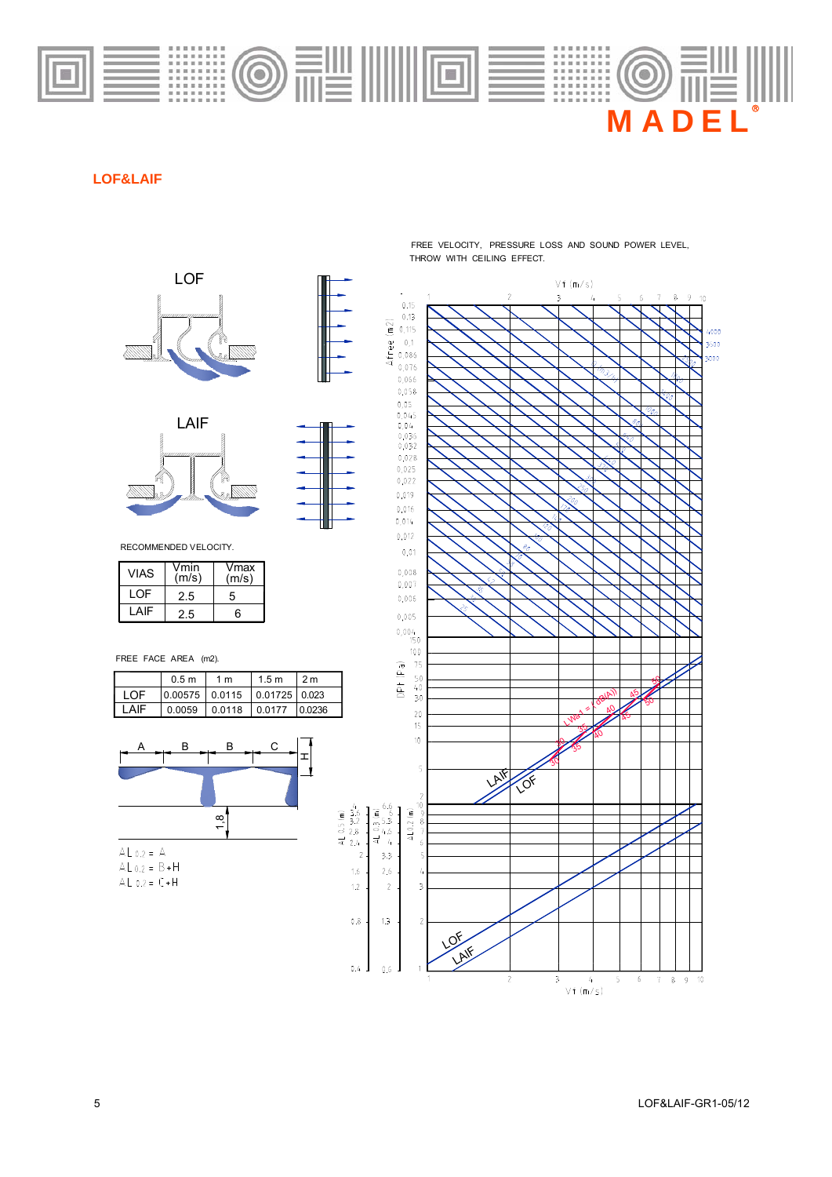## LOF&LAIF

LOF

LAIF

RECOMMENDED VELOCITY.

| VIAS | Vmin (m/s) | Vmax (m/s) |
|---|---|---|
| LOF | 2.5 | 5 |
| LAIF | 2.5 | 6 |

FREE FACE AREA (m2).

| | 0.5 m | 1 m | 1.5 m | 2 m |
|---|---|---|---|---|
| LOF | 0.00575 | 0.0115 | 0.01725 | 0.023 |
| LAIF | 0.0059 | 0.0118 | 0.0177 | 0.0236 |

$AL_{0.2} = A$

$AL_{0.2} = B+H$

$AL_{0.2} = C+H$

FREE VELOCITY, PRESSURE LOSS AND SOUND POWER LEVEL, THROW WITH CEILING EFFECT.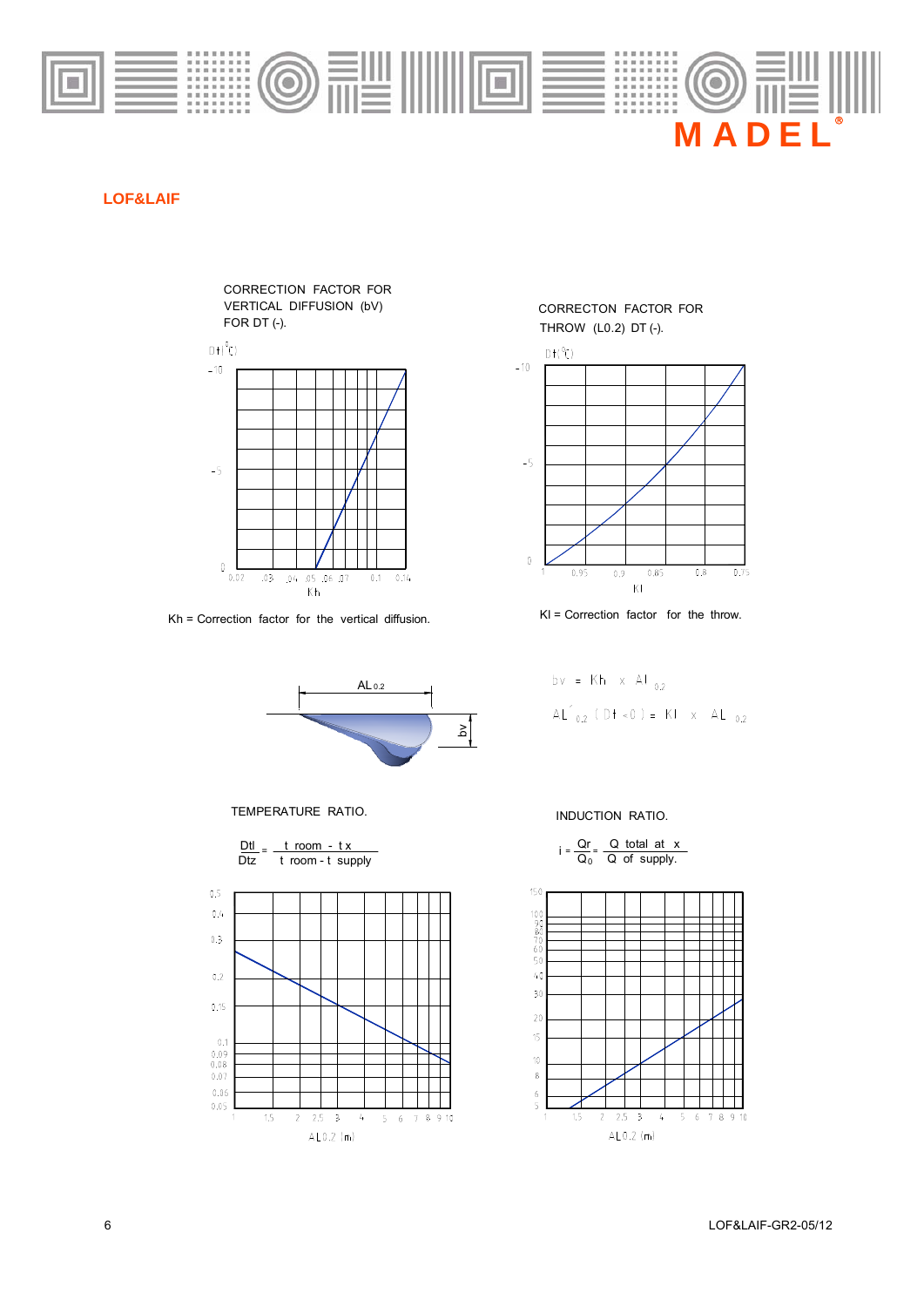## LOF&LAIF

CORRECTION FACTOR FOR VERTICAL DIFFUSION (bV) FOR DT (-).

Dt(°C)

-10

-5

0

0.02 .03 .04 .05 .06 .07 0.1 0.14

Kh

Kh = Correction factor for the vertical diffusion.

CORRECTON FACTOR FOR THROW (L0.2) DT (-).

Dt(°C)

-10

-5

0

1 0.95 0.9 0.85 0.8 0.75

Kl

Kl = Correction factor for the throw.

AL 0.2

bv

$$bv = Kh \times Al_{0.2}$$

$$AL'_{0.2}\ (Dt < 0) = Kl \times AL_{0.2}$$

TEMPERATURE RATIO.

$$\frac{Dtl}{Dtz} = \frac{t\ room - t\ x}{t\ room - t\ supply}$$

0.5
0.4
0.3
0.2
0.15
0.1
0.09
0.08
0.07
0.06
0.05

1 1.5 2 2.5 3 4 5 6 7 8 9 10

AL0.2 (m)

INDUCTION RATIO.

$$i = \frac{Qr}{Q_0} = \frac{Q\ total\ at\ x}{Q\ of\ supply.}$$

150
100
90
80
70
60
50
40
30
20
15
10
8
6
5

1 1.5 2 2.5 3 4 5 6 7 8 9 10

AL0.2 (m)